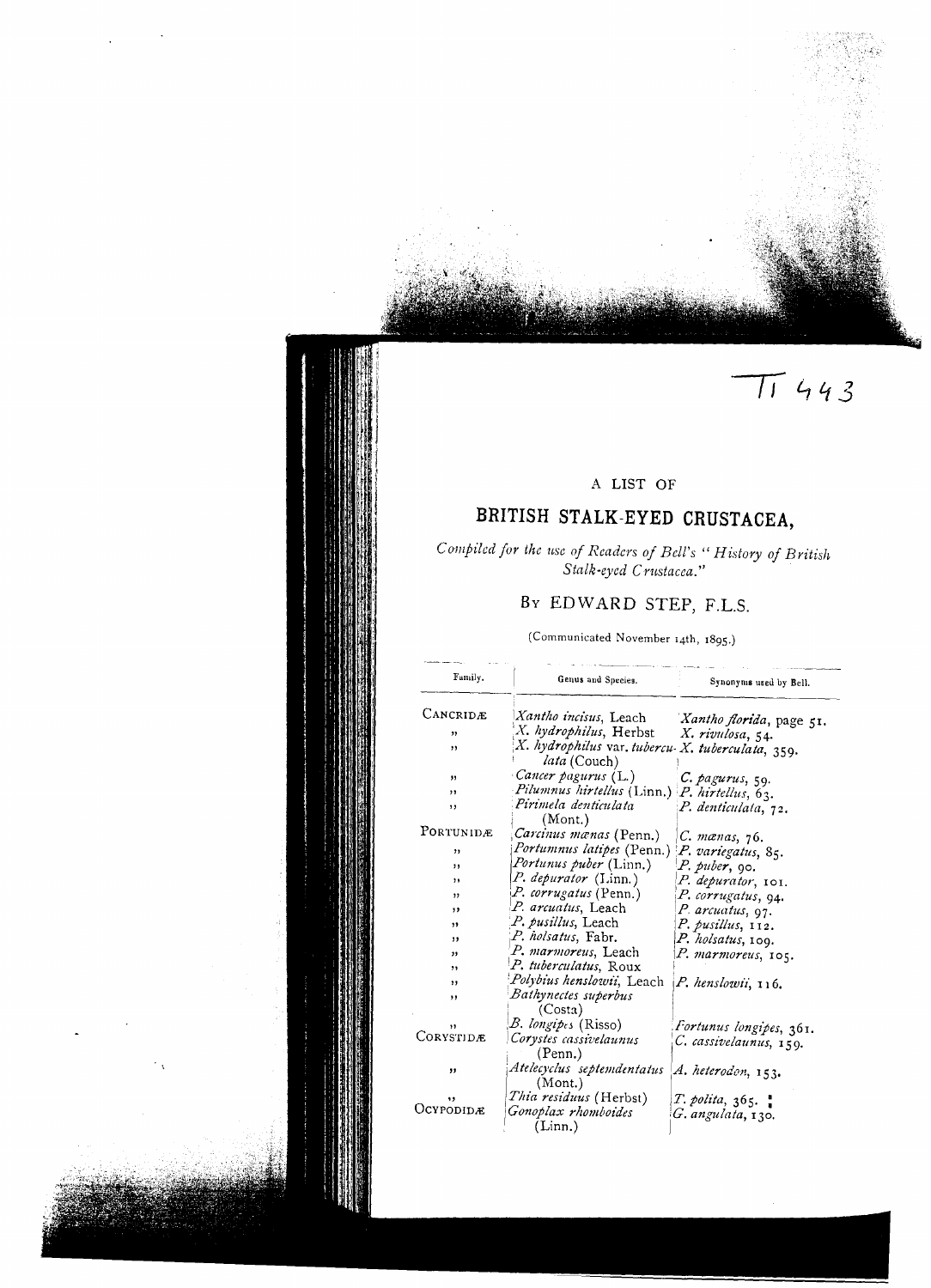Ti 443

A LIST OF

# BRITISH STALK-EYED CRUSTACEA,

*Compiled for the use of Readers of Bell's "History of British Stalk-eyed Crustacea."*

## By EDWARD STEP, F.L.S.

(Communicated November 14th, 1895.)

| Family. | Genus and Species. | Synonyms used by Bell. |
|---|---|---|
| CANCRIDÆ | *Xantho incisus*, Leach | *Xantho florida*, page 51. |
| ” | *X. hydrophilus*, Herbst | *X. rivulosa*, 54. |
| ” | *X. hydrophilus* var. *tuberculata* (Couch) | *X. tuberculata*, 359. |
| ” | *Cancer pagurus* (L.) | *C. pagurus*, 59. |
| ” | *Pilumnus hirtellus* (Linn.) | *P. hirtellus*, 63. |
| ” | *Pirimela denticulata* (Mont.) | *P. denticulata*, 72. |
| PORTUNIDÆ | *Carcinus mænas* (Penn.) | *C. mænas*, 76. |
| ” | *Portumnus latipes* (Penn.) | *P. variegatus*, 85. |
| ” | *Portunus puber* (Linn.) | *P. puber*, 90. |
| ” | *P. depurator* (Linn.) | *P. depurator*, 101. |
| ” | *P. corrugatus* (Penn.) | *P. corrugatus*, 94. |
| ” | *P. arcuatus*, Leach | *P. arcuatus*, 97. |
| ” | *P. pusillus*, Leach | *P. pusillus*, 112. |
| ” | *P. holsatus*, Fabr. | *P. holsatus*, 109. |
| ” | *P. marmoreus*, Leach | *P. marmoreus*, 105. |
| ” | *P. tuberculatus*, Roux | |
| ” | *Polybius henslowii*, Leach | *P. henslowii*, 116. |
| ” | *Bathynectes superbus* (Costa) | |
| ” | *B. longipes* (Risso) | *Fortunus longipes*, 361. |
| CORYSTIDÆ | *Corystes cassivelaunus* (Penn.) | *C. cassivelaunus*, 159. |
| ” | *Atelecyclus septemdentatus* (Mont.) | *A. heterodon*, 153. |
| ” | *Thia residuus* (Herbst) | *T. polita*, 365. |
| OCYPODIDÆ | *Gonoplax rhomboides* (Linn.) | *G. angulata*, 130. |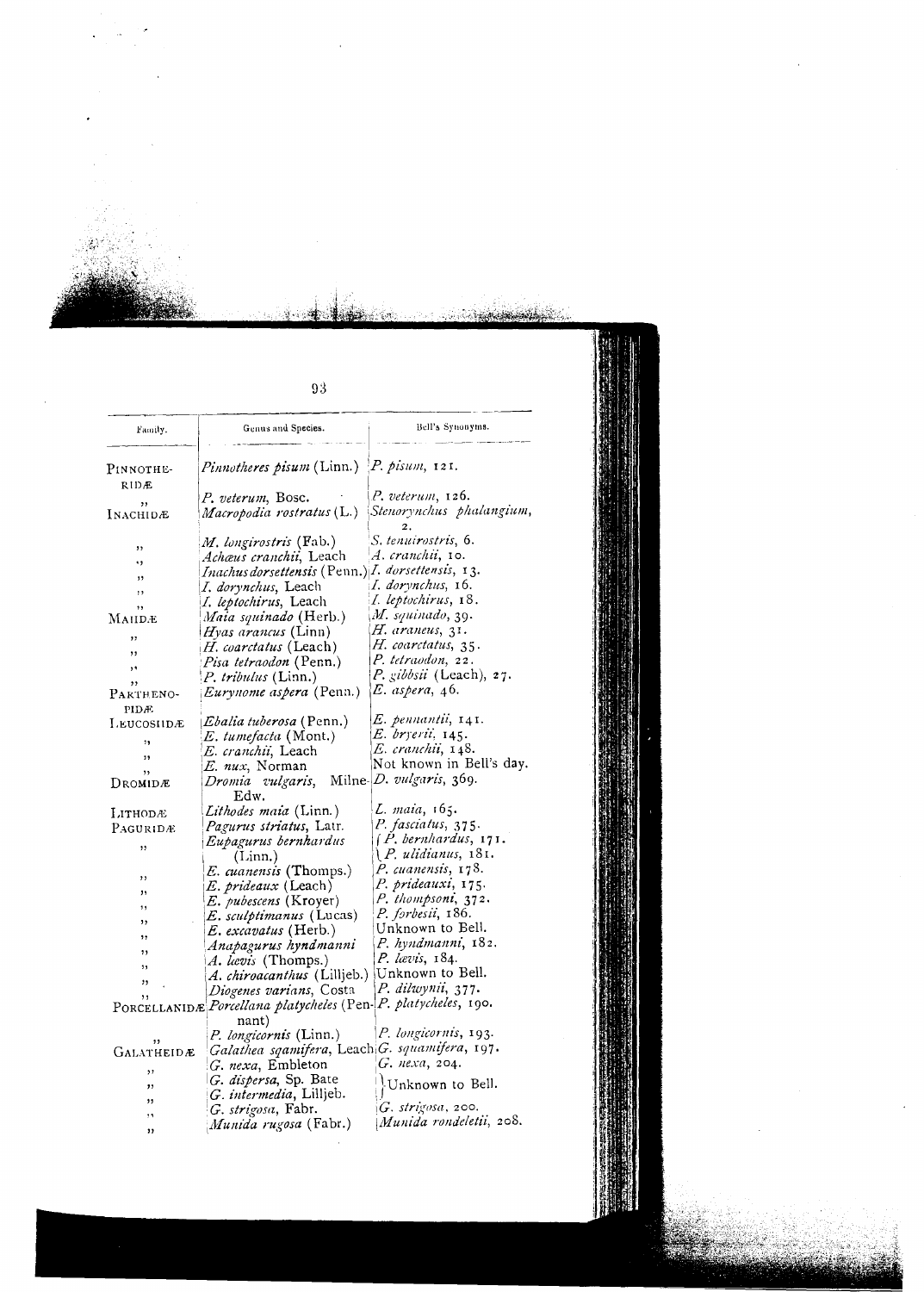| Family. | Genus and Species. | Bell's Synonyms. |
|---|---|---|
| PINNOTHERIDÆ | *Pinnotheres pisum* (Linn.) | *P. pisum*, 121. |
| ,, | *P. veterum*, Bosc. | *P. veterum*, 126. |
| INACHIDÆ | *Macropodia rostratus* (L.) | *Stenorynchus phalangium*, 2. |
| ,, | *M. longirostris* (Fab.) | *S. tenuirostris*, 6. |
| ,, | *Achæus cranchii*, Leach | *A. cranchii*, 10. |
| ,, | *Inachus dorsettensis* (Penn.) | *I. dorsettensis*, 13. |
| ,, | *I. dorynchus*, Leach | *I. dorynchus*, 16. |
| ,, | *I. leptochirus*, Leach | *I. leptochirus*, 18. |
| MAIIDÆ | *Maia squinado* (Herb.) | *M. squinado*, 39. |
| ,, | *Hyas araneus* (Linn) | *H. araneus*, 31. |
| ,, | *H. coarctatus* (Leach) | *H. coarctatus*, 35. |
| ,, | *Pisa tetraodon* (Penn.) | *P. tetraodon*, 22. |
| ,, | *P. tribulus* (Linn.) | *P. gibbsii* (Leach), 27. |
| PARTHENOPIDÆ | *Eurynome aspera* (Penn.) | *E. aspera*, 46. |
| LEUCOSIIDÆ | *Ebalia tuberosa* (Penn.) | *E. pennantii*, 141. |
| ,, | *E. tumefacta* (Mont.) | *E. bryerii*, 145. |
| ,, | *E. cranchii*, Leach | *E. cranchii*, 148. |
| ,, | *E. nux*, Norman | Not known in Bell's day. |
| DROMIDÆ | *Dromia vulgaris*, Milne-Edw. | *D. vulgaris*, 369. |
| LITHODÆ | *Lithodes maia* (Linn.) | *L. maia*, 165. |
| PAGURIDÆ | *Pagurus striatus*, Latr. | *P. fasciatus*, 375. |
| ,, | *Eupagurus bernhardus* (Linn.) | *P. bernhardus*, 171. *P. ulidianus*, 181. |
| ,, | *E. cuanensis* (Thomps.) | *P. cuanensis*, 178. |
| ,, | *E. prideaux* (Leach) | *P. prideauxi*, 175. |
| ,, | *E. pubescens* (Kroyer) | *P. thompsoni*, 372. |
| ,, | *E. sculptimanus* (Lucas) | *P. forbesii*, 186. |
| ,, | *E. excavatus* (Herb.) | Unknown to Bell. |
| ,, | *Anapagurus hyndmanni* | *P. hyndmanni*, 182. |
| ,, | *A. lævis* (Thomps.) | *P. lævis*, 184. |
| ,, | *A. chiroacanthus* (Lilljeb.) | Unknown to Bell. |
| ,, | *Diogenes varians*, Costa | *P. dilwynii*, 377. |
| PORCELLANIDÆ | *Porcellana platycheles* (Pennant) | *P. platycheles*, 190. |
| ,, | *P. longicornis* (Linn.) | *P. longicornis*, 193. |
| GALATHEIDÆ | *Galathea sqamifera*, Leach | *G. squamifera*, 197. |
| ,, | *G. nexa*, Embleton | *G. nexa*, 204. |
| ,, | *G. dispersa*, Sp. Bate | Unknown to Bell. |
| ,, | *G. intermedia*, Lilljeb. | Unknown to Bell. |
| ,, | *G. strigosa*, Fabr. | *G. strigosa*, 200. |
| ,, | *Munida rugosa* (Fabr.) | *Munida rondeletii*, 208. |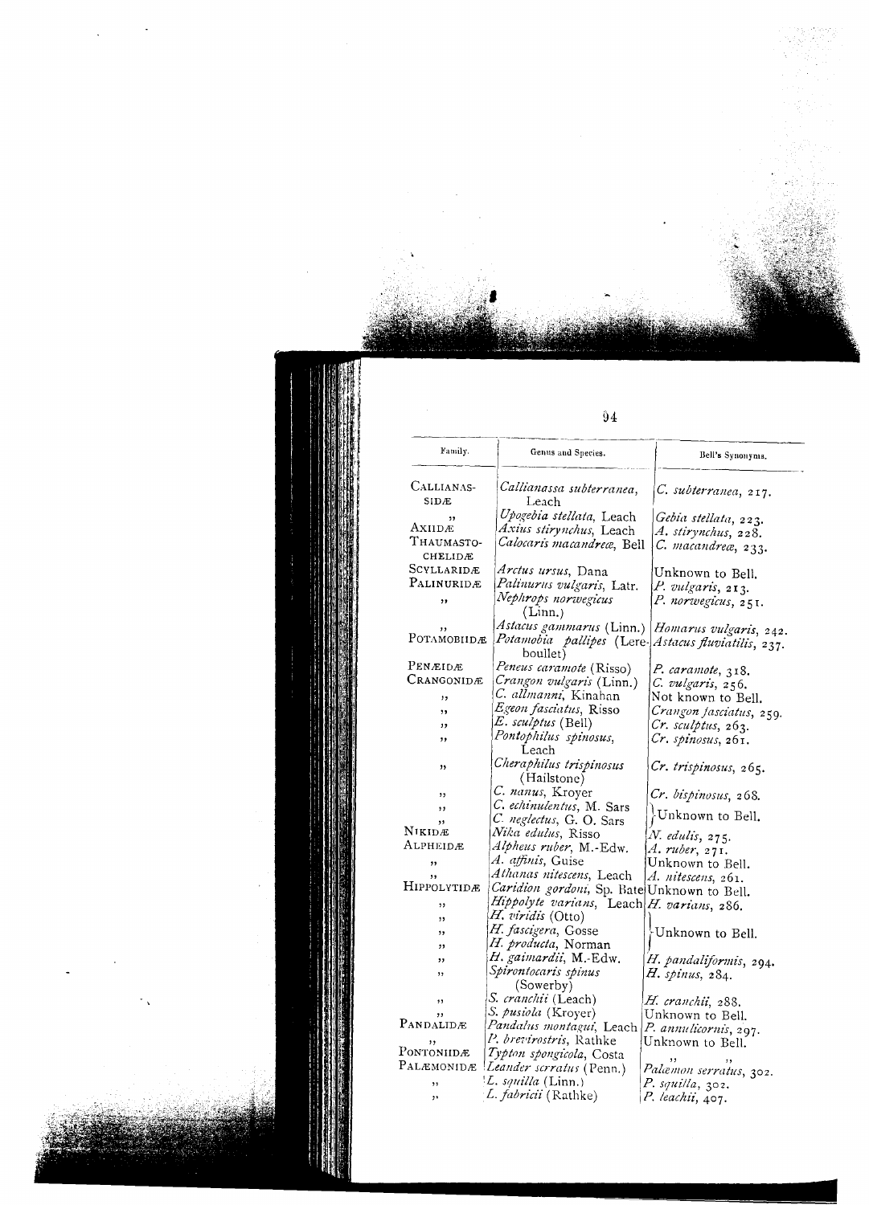| Family. | Genus and Species. | Bell's Synonyms. |
|---|---|---|
| CALLIANASSIDÆ | *Callianassa subterranea*, Leach | *C. subterranea*, 217. |
| ,, | *Upogebia stellata*, Leach | *Gebia stellata*, 223. |
| AXIIDÆ | *Axius stirynchus*, Leach | *A. stirynchus*, 228. |
| THAUMASTOCHELIDÆ | *Calocaris macandreæ*, Bell | *C. macandreæ*, 233. |
| SCYLLARIDÆ | *Arctus ursus*, Dana | Unknown to Bell. |
| PALINURIDÆ | *Palinurus vulgaris*, Latr. | *P. vulgaris*, 213. |
| ,, | *Nephrops norwegicus* (Linn.) | *P. norwegicus*, 251. |
| ,, | *Astacus gammarus* (Linn.) | *Homarus vulgaris*, 242. |
| POTAMOBIIDÆ | *Potamobia pallipes* (Lereboullet) | *Astacus fluviatilis*, 237. |
| PENÆIDÆ | *Peneus caramote* (Risso) | *P. caramote*, 318. |
| CRANGONIDÆ | *Crangon vulgaris* (Linn.) | *C. vulgaris*, 256. |
| ,, | *C. allmanni*, Kinahan | Not known to Bell. |
| ,, | *Egeon fasciatus*, Risso | *Crangon fasciatus*, 259. |
| ,, | *E. sculptus* (Bell) | *Cr. sculptus*, 263. |
| ,, | *Pontophilus spinosus*, Leach | *Cr. spinosus*, 261. |
| ,, | *Cheraphilus trispinosus* (Hailstone) | *Cr. trispinosus*, 265. |
| ,, | *C. nanus*, Kroyer | *Cr. bispinosus*, 268. |
| ,, | *C. echinulentus*, M. Sars | Unknown to Bell. |
| ,, | *C. neglectus*, G. O. Sars | Unknown to Bell. |
| NIKIDÆ | *Nika edulus*, Risso | *N. edulis*, 275. |
| ALPHEIDÆ | *Alpheus ruber*, M.-Edw. | *A. ruber*, 271. |
| ,, | *A. affinis*, Guise | Unknown to Bell. |
| ,, | *Athanas nitescens*, Leach | *A. nitescens*, 261. |
| HIPPOLYTIDÆ | *Caridion gordoni*, Sp. Bate | Unknown to Bell. |
| ,, | *Hippolyte varians*, Leach | *H. varians*, 286. |
| ,, | *H. viridis* (Otto) | Unknown to Bell. |
| ,, | *H. fascigera*, Gosse | Unknown to Bell. |
| ,, | *H. producta*, Norman | Unknown to Bell. |
| ,, | *H. gaimardii*, M.-Edw. | *H. pandaliformis*, 294. |
| ,, | *Spirontocaris spinus* (Sowerby) | *H. spinus*, 284. |
| ,, | *S. cranchii* (Leach) | *H. cranchii*, 288. |
| ,, | *S. pusiola* (Kroyer) | Unknown to Bell. |
| PANDALIDÆ | *Pandalus montagui*, Leach | *P. annulicornis*, 297. |
| ,, | *P. brevirostris*, Rathke | Unknown to Bell. |
| PONTONIIDÆ | *Typton spongicola*, Costa | ,, ,, |
| PALÆMONIDÆ | *Leander serratus* (Penn.) | *Palæmon serratus*, 302. |
| ,, | *L. squilla* (Linn.) | *P. squilla*, 302. |
| ,, | *L. fabricii* (Rathke) | *P. leachii*, 407. |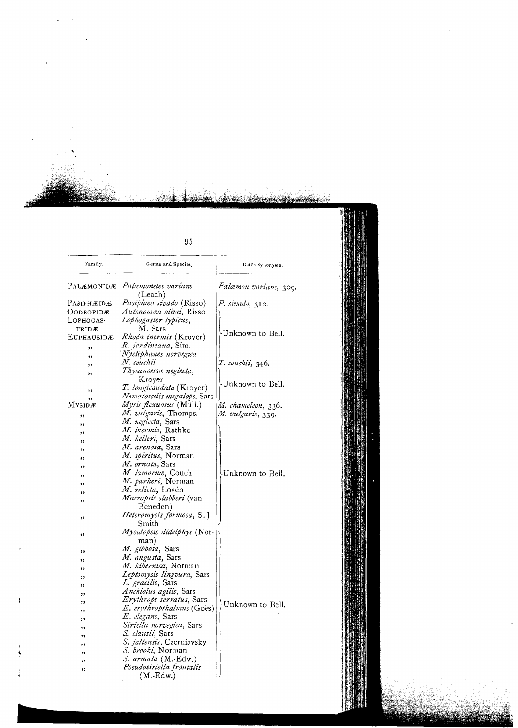| Family. | Genus and Species. | Bell's Synonyms. |
|---|---|---|
| PALÆMONIDÆ | *Palæmonetes varians* (Leach) | *Palæmon varians*, 309. |
| PASIPHÆIDÆ | *Pasiphæa sivado* (Risso) | *P. sivado*, 312. |
| OODEOPIDÆ | *Autonomæa olivii*, Risso | Unknown to Bell. |
| LOPHOGASTRIDÆ | *Lophogaster typicus*, M. Sars | Unknown to Bell. |
| EUPHAUSIDÆ | *Rhoda inermis* (Kroyer) | Unknown to Bell. |
| ,, | *R. jardineana*, Sim. | Unknown to Bell. |
| ,, | *Nyctiphanes norvegica* | Unknown to Bell. |
| ,, | *N. couchii* | *T. couchii*, 346. |
| ,, | *Thysanoessa neglecta*, Kroyer | Unknown to Bell. |
| ,, | *T. longicaudata* (Kroyer) | Unknown to Bell. |
| ,, | *Nematoscelis megalops*, Sars | Unknown to Bell. |
| MYSIDÆ | *Mysis flexuosus* (Müll.) | *M. chameleon*, 336. |
| ,, | *M. vulgaris*, Thomps. | *M. vulgaris*, 339. |
| ,, | *M. neglecta*, Sars | Unknown to Bell. |
| ,, | *M. inermis*, Rathke | Unknown to Bell. |
| ,, | *M. helleri*, Sars | Unknown to Bell. |
| ,, | *M. arenosa*, Sars | Unknown to Bell. |
| ,, | *M. spiritus*, Norman | Unknown to Bell. |
| ,, | *M. ornata*, Sars | Unknown to Bell. |
| ,, | *M lamornæ*, Couch | Unknown to Bell. |
| ,, | *M. parkeri*, Norman | Unknown to Bell. |
| ,, | *M. relicta*, Lovén | Unknown to Bell. |
| ,, | *Macropsis slabberi* (van Beneden) | Unknown to Bell. |
| ,, | *Heteromysis formosa*, S. J Smith | Unknown to Bell. |
| ,, | *Mysidopsis didelphys* (Norman) | Unknown to Bell. |
| ,, | *M. gibbosa*, Sars | Unknown to Bell. |
| ,, | *M. angusta*, Sars | Unknown to Bell. |
| ,, | *M. hibernica*, Norman | Unknown to Bell. |
| ,, | *Leptomysis lingvura*, Sars | Unknown to Bell. |
| ,, | *L. gracilis*, Sars | Unknown to Bell. |
| ,, | *Anchiolus agilis*, Sars | Unknown to Bell. |
| ,, | *Erythrops serratus*, Sars | Unknown to Bell. |
| ,, | *E. erythropthalmus* (Goës) | Unknown to Bell. |
| ,, | *E. elegans*, Sars | Unknown to Bell. |
| ,, | *Siriella norvegica*, Sars | Unknown to Bell. |
| ,, | *S. clausii*, Sars | Unknown to Bell. |
| ,, | *S. jaltensis*, Czerniavsky | Unknown to Bell. |
| ,, | *S. brooki*, Norman | Unknown to Bell. |
| ,, | *S. armata* (M.-Edw.) | Unknown to Bell. |
| ,, | *Pseudosiriella frontalis* (M.-Edw.) | Unknown to Bell. |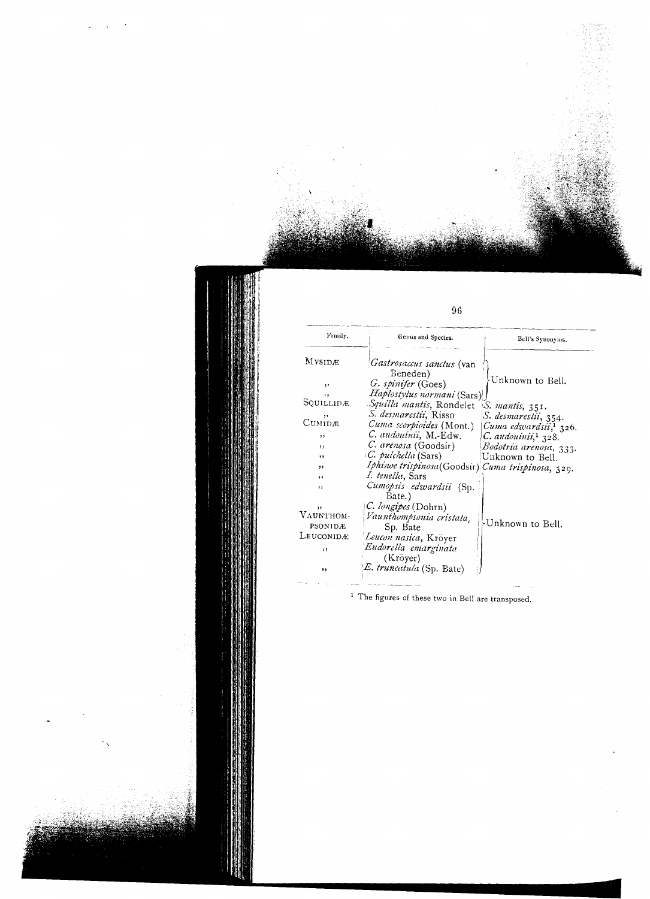| Family. | Genus and Species. | Bell's Synonyms. |
| --- | --- | --- |
| MYSIDÆ | *Gastrosaccus sanctus* (van Beneden) | Unknown to Bell. |
| ,, | *G. spinifer* (Goes) | |
| ,, | *Haplostylus normani* (Sars) | |
| SQUILLIDÆ | *Squilla mantis*, Rondelet | *S. mantis*, 351. |
| ,, | *S. desmarestii*, Risso | *S. desmarestii*, 354. |
| CUMIDÆ | *Cuma scorpioides* (Mont.) | *Cuma edwardsii*,[1] 326. |
| ,, | *C. audouinii*, M.-Edw. | *C. audouinii*,[1] 328. |
| ,, | *C. arenosa* (Goodsir) | *Bodotria arenosa*, 333. |
| ,, | *C. pulchella* (Sars) | Unknown to Bell. |
| ,, | *Iphinoe trispinosa* (Goodsir) | *Cuma trispinosa*, 329. |
| ,, | *I. tenella*, Sars | Unknown to Bell. |
| ,, | *Cumopsis edwardsii* (Sp. Bate.) | |
| ,, | *C. longipes* (Dohrn) | |
| VAUNTHOMPSONIDÆ | *Vaunthompsonia cristata*, Sp. Bate | |
| LEUCONIDÆ | *Leucon nasica*, Kröyer | |
| ,, | *Eudorella emarginata* (Kröyer) | |
| ,, | *E. truncatula* (Sp. Bate) | |

[1] The figures of these two in Bell are transposed.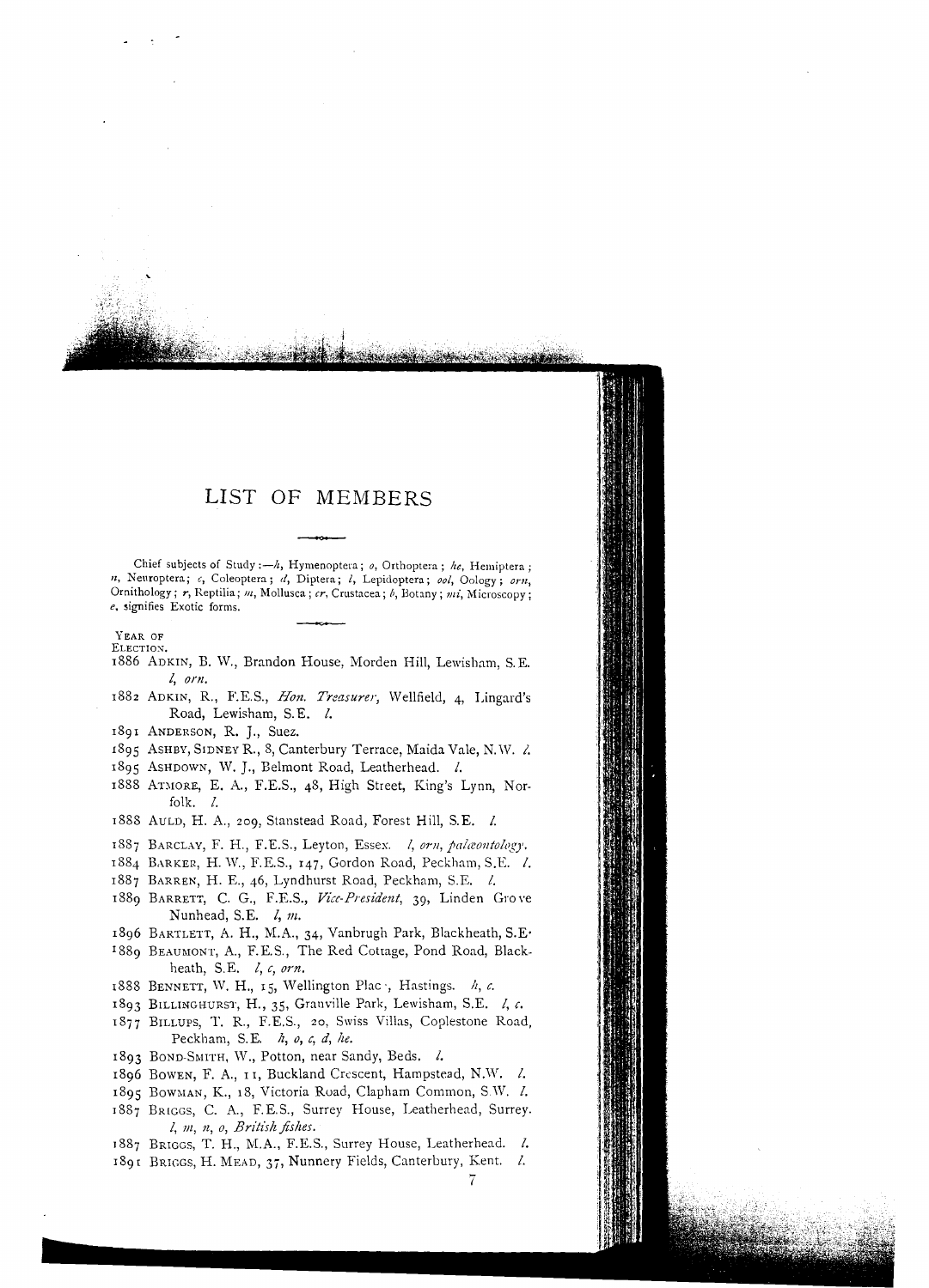# LIST OF MEMBERS

Chief subjects of Study:—*h*, Hymenoptera; *o*, Orthoptera; *he*, Hemiptera; *n*, Neuroptera; *c*, Coleoptera; *d*, Diptera; *l*, Lepidoptera; *ool*, Oology; *orn*, Ornithology; *r*, Reptilia; *m*, Mollusca; *cr*, Crustacea; *b*, Botany; *mi*, Microscopy; *e*, signifies Exotic forms.

YEAR OF ELECTION.

1886 ADKIN, B. W., Brandon House, Morden Hill, Lewisham, S.E. *l*, *orn*.

1882 ADKIN, R., F.E.S., *Hon. Treasurer*, Wellfield, 4, Lingard's Road, Lewisham, S.E. *l*.

1891 ANDERSON, R. J., Suez.

1895 ASHBY, SIDNEY R., 8, Canterbury Terrace, Maida Vale, N.W. *l*.

1895 ASHDOWN, W. J., Belmont Road, Leatherhead. *l*.

1888 ATMORE, E. A., F.E.S., 48, High Street, King's Lynn, Norfolk. *l*.

1888 AULD, H. A., 209, Stanstead Road, Forest Hill, S.E. *l*.

1887 BARCLAY, F. H., F.E.S., Leyton, Essex. *l*, *orn*, *palæontology*.

1884 BARKER, H. W., F.E.S., 147, Gordon Road, Peckham, S.E. *l*.

1887 BARREN, H. E., 46, Lyndhurst Road, Peckham, S.E. *l*.

1889 BARRETT, C. G., F.E.S., *Vice-President*, 39, Linden Grove Nunhead, S.E. *l*, *m*.

1896 BARTLETT, A. H., M.A., 34, Vanbrugh Park, Blackheath, S.E.

1889 BEAUMONT, A., F.E.S., The Red Cottage, Pond Road, Blackheath, S.E. *l*, *c*, *orn*.

1888 BENNETT, W. H., 15, Wellington Plac, Hastings. *h*, *c*.

1893 BILLINGHURST, H., 35, Granville Park, Lewisham, S.E. *l*, *c*.

1877 BILLUPS, T. R., F.E.S., 20, Swiss Villas, Coplestone Road, Peckham, S.E. *h*, *o*, *c*, *d*, *he*.

1893 BOND-SMITH, W., Potton, near Sandy, Beds. *l*.

1896 BOWEN, F. A., 11, Buckland Crescent, Hampstead, N.W. *l*.

1895 BOWMAN, K., 18, Victoria Road, Clapham Common, S.W. *l*.

1887 BRIGGS, C. A., F.E.S., Surrey House, Leatherhead, Surrey. *l*, *m*, *n*, *o*, *British fishes*.

1887 BRIGGS, T. H., M.A., F.E.S., Surrey House, Leatherhead. *l*.

1891 BRIGGS, H. MEAD, 37, Nunnery Fields, Canterbury, Kent. *l*.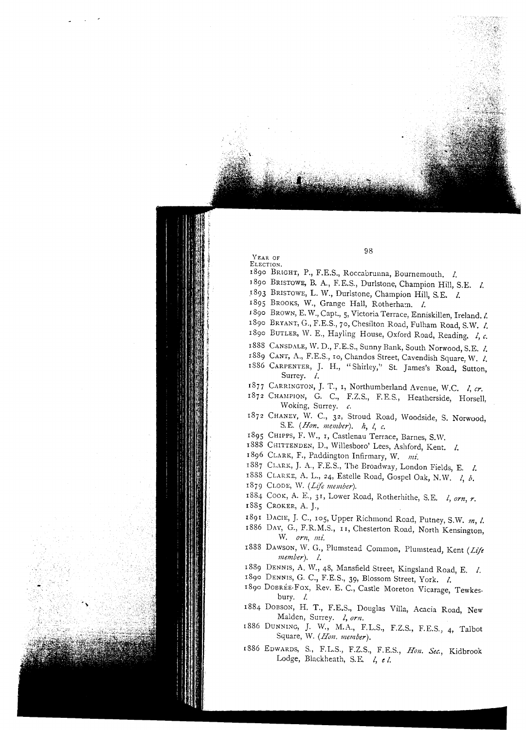YEAR OF ELECTION.

1890 BRIGHT, P., F.E.S., Roccabrunna, Bournemouth. *l.*

1890 BRISTOWE, B. A., F.E.S., Durlstone, Champion Hill, S.E. *l.*

1893 BRISTOWE, L. W., Durlstone, Champion Hill, S.E. *l.*

1895 BROOKS, W., Grange Hall, Rotherham. *l.*

1890 BROWN, E. W., Capt., 5, Victoria Terrace, Enniskillen, Ireland. *l.*

1890 BRYANT, G., F.E.S., 70, Chesilton Road, Fulham Road, S.W. *l.*

1890 BUTLER, W. E., Hayling House, Oxford Road, Reading. *l, c.*

1888 CANSDALE, W. D., F.E.S., Sunny Bank, South Norwood, S.E. *l.*

1889 CANT, A., F.E.S., 10, Chandos Street, Cavendish Square, W. *l.*

1886 CARPENTER, J. H., "Shirley," St. James's Road, Sutton, Surrey. *l.*

1877 CARRINGTON, J. T., 1, Northumberland Avenue, W.C. *l, cr.*

1872 CHAMPION, G. C., F.Z.S., F.E.S., Heatherside, Horsell, Woking, Surrey. *c.*

1872 CHANEY, W. C., 32, Stroud Road, Woodside, S. Norwood, S.E. (*Hon. member*). *h, l, c.*

1895 CHIPPS, F. W., 1, Castlenau Terrace, Barnes, S.W.

1888 CHITTENDEN, D., Willesboro' Lees, Ashford, Kent. *l.*

1896 CLARK, F., Paddington Infirmary, W. *mi.*

1887 CLARK, J. A., F.E.S., The Broadway, London Fields, E. *l.*

1888 CLARKE, A. L., 24, Estelle Road, Gospel Oak, N.W. *l, b.*

1879 CLODE, W. (*Life member*).

1884 COOK, A. E., 31, Lower Road, Rotherhithe, S.E. *l, orn, r.*

1885 CROKER, A. J.,

1891 DACIE, J. C., 105, Upper Richmond Road, Putney, S.W. *m, l.*

1886 DAY, G., F.R.M.S., 11, Chesterton Road, North Kensington, W. *orn, mi.*

1888 DAWSON, W. G., Plumstead Common, Plumstead, Kent (*Life member*). *l.*

1889 DENNIS, A. W., 48, Mansfield Street, Kingsland Road, E. *l.*

1890 DENNIS, G. C., F.E.S., 39, Blossom Street, York. *l.*

1890 DOBRÉE-FOX, Rev. E. C., Castle Moreton Vicarage, Tewkesbury. *l.*

1884 DOBSON, H. T., F.E.S., Douglas Villa, Acacia Road, New Malden, Surrey. *l, orn.*

1886 DUNNING, J. W., M.A., F.L.S., F.Z.S., F.E.S., 4, Talbot Square, W. (*Hon. member*).

1886 EDWARDS, S., F.L.S., F.Z.S., F.E.S., *Hon. Sec.*, Kidbrook Lodge, Blackheath, S.E. *l, e l.*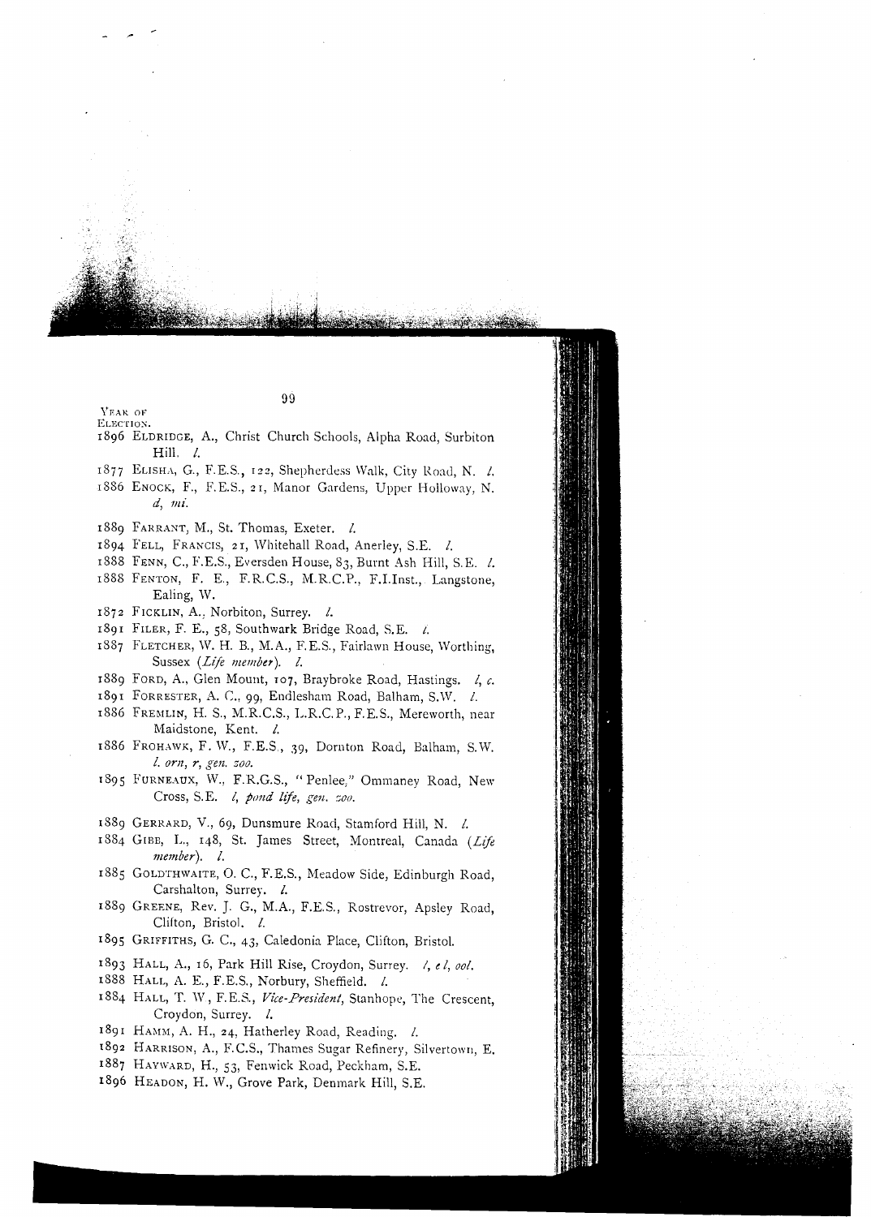Year of Election.

1896 Eldridge, A., Christ Church Schools, Alpha Road, Surbiton Hill. *l.*

1877 Elisha, G., F.E.S., 122, Shepherdess Walk, City Road, N. *l.*

1886 Enock, F., F.E.S., 21, Manor Gardens, Upper Holloway, N. *d, mi.*

1889 Farrant, M., St. Thomas, Exeter. *l.*

1894 Fell, Francis, 21, Whitehall Road, Anerley, S.E. *l.*

1888 Fenn, C., F.E.S., Eversden House, 83, Burnt Ash Hill, S.E. *l.*

1888 Fenton, F. E., F.R.C.S., M.R.C.P., F.I.Inst., Langstone, Ealing, W.

1872 Ficklin, A., Norbiton, Surrey. *l.*

1891 Filer, F. E., 58, Southwark Bridge Road, S.E. *l.*

1887 Fletcher, W. H. B., M.A., F.E.S., Fairlawn House, Worthing, Sussex (*Life member*). *l.*

1889 Ford, A., Glen Mount, 107, Braybroke Road, Hastings. *l, c.*

1891 Forrester, A. C., 99, Endlesham Road, Balham, S.W. *l.*

1886 Fremlin, H. S., M.R.C.S., L.R.C.P., F.E.S., Mereworth, near Maidstone, Kent. *l.*

1886 Frohawk, F. W., F.E.S., 39, Dornton Road, Balham, S.W. *l. orn, r, gen. zoo.*

1895 Furneaux, W., F.R.G.S., "Penlee," Ommaney Road, New Cross, S.E. *l, pond life, gen. zoo.*

1889 Gerrard, V., 69, Dunsmure Road, Stamford Hill, N. *l.*

1884 Gibb, L., 148, St. James Street, Montreal, Canada (*Life member*). *l.*

1885 Goldthwaite, O. C., F.E.S., Meadow Side, Edinburgh Road, Carshalton, Surrey. *l.*

1889 Greene, Rev. J. G., M.A., F.E.S., Rostrevor, Apsley Road, Clifton, Bristol. *l.*

1895 Griffiths, G. C., 43, Caledonia Place, Clifton, Bristol.

1893 Hall, A., 16, Park Hill Rise, Croydon, Surrey. *l, e l, ool.*

1888 Hall, A. E., F.E.S., Norbury, Sheffield. *l.*

1884 Hall, T. W., F.E.S., *Vice-President*, Stanhope, The Crescent, Croydon, Surrey. *l.*

1891 Hamm, A. H., 24, Hatherley Road, Reading. *l.*

1892 Harrison, A., F.C.S., Thames Sugar Refinery, Silvertown, E.

1887 Hayward, H., 53, Fenwick Road, Peckham, S.E.

1896 Headon, H. W., Grove Park, Denmark Hill, S.E.